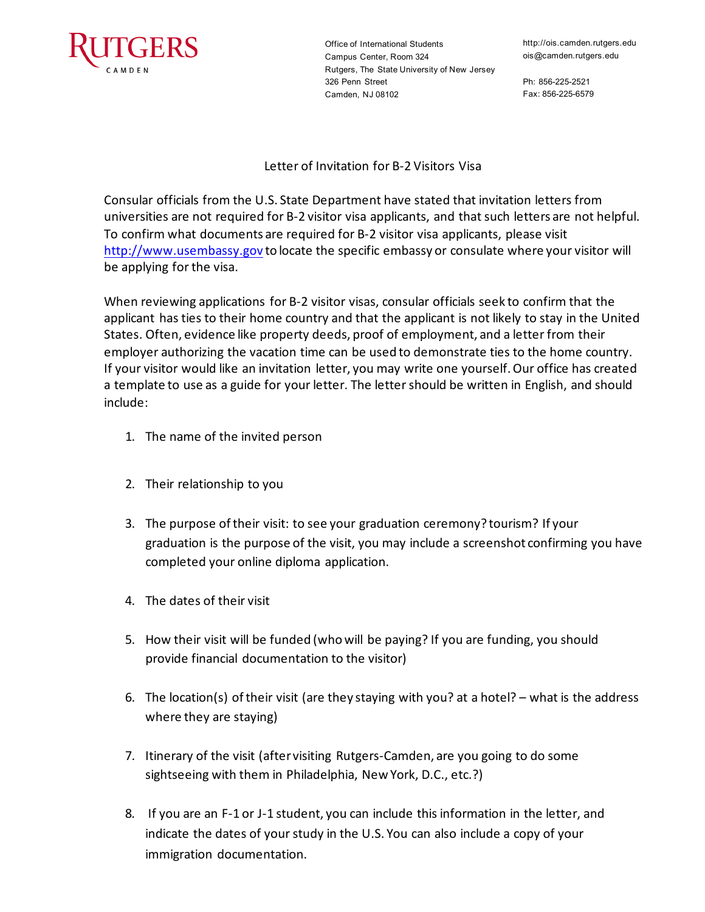RUTGERS
CAMDEN

Office of International Students
Campus Center, Room 324
Rutgers, The State University of New Jersey
326 Penn Street
Camden, NJ 08102

http://ois.camden.rutgers.edu
ois@camden.rutgers.edu

Ph: 856-225-2521
Fax: 856-225-6579

# Letter of Invitation for B-2 Visitors Visa

Consular officials from the U.S. State Department have stated that invitation letters from universities are not required for B-2 visitor visa applicants, and that such letters are not helpful. To confirm what documents are required for B-2 visitor visa applicants, please visit [http://www.usembassy.gov](http://www.usembassy.gov) to locate the specific embassy or consulate where your visitor will be applying for the visa.

When reviewing applications for B-2 visitor visas, consular officials seek to confirm that the applicant has ties to their home country and that the applicant is not likely to stay in the United States. Often, evidence like property deeds, proof of employment, and a letter from their employer authorizing the vacation time can be used to demonstrate ties to the home country. If your visitor would like an invitation letter, you may write one yourself. Our office has created a template to use as a guide for your letter. The letter should be written in English, and should include:

1. The name of the invited person
2. Their relationship to you
3. The purpose of their visit: to see your graduation ceremony? tourism? If your graduation is the purpose of the visit, you may include a screenshot confirming you have completed your online diploma application.
4. The dates of their visit
5. How their visit will be funded (who will be paying? If you are funding, you should provide financial documentation to the visitor)
6. The location(s) of their visit (are they staying with you? at a hotel? – what is the address where they are staying)
7. Itinerary of the visit (after visiting Rutgers-Camden, are you going to do some sightseeing with them in Philadelphia, New York, D.C., etc.?)
8. If you are an F-1 or J-1 student, you can include this information in the letter, and indicate the dates of your study in the U.S. You can also include a copy of your immigration documentation.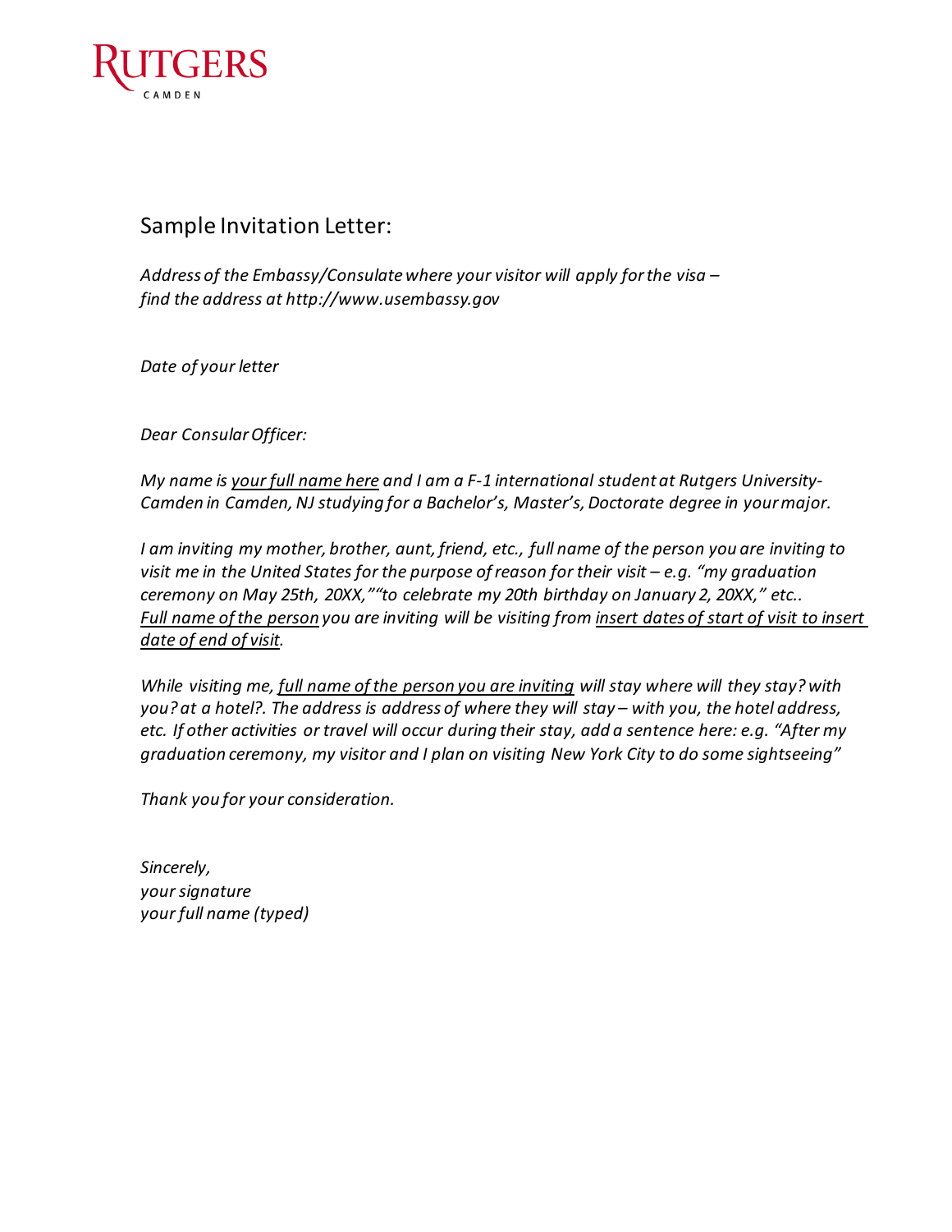RUTGERS
CAMDEN

## Sample Invitation Letter:

*Address of the Embassy/Consulate where your visitor will apply for the visa – find the address at http://www.usembassy.gov*

*Date of your letter*

*Dear Consular Officer:*

*My name is <u>your full name here</u> and I am a F-1 international student at Rutgers University-Camden in Camden, NJ studying for a Bachelor's, Master's, Doctorate degree in your major.*

*I am inviting my mother, brother, aunt, friend, etc., full name of the person you are inviting to visit me in the United States for the purpose of reason for their visit – e.g. "my graduation ceremony on May 25th, 20XX,""to celebrate my 20th birthday on January 2, 20XX," etc.. <u>Full name of the person</u> you are inviting will be visiting from <u>insert dates of start of visit to insert date of end of visit</u>.*

*While visiting me, <u>full name of the person you are inviting</u> will stay where will they stay? with you? at a hotel?. The address is address of where they will stay – with you, the hotel address, etc. If other activities or travel will occur during their stay, add a sentence here: e.g. "After my graduation ceremony, my visitor and I plan on visiting New York City to do some sightseeing"*

*Thank you for your consideration.*

*Sincerely,*
*your signature*
*your full name (typed)*